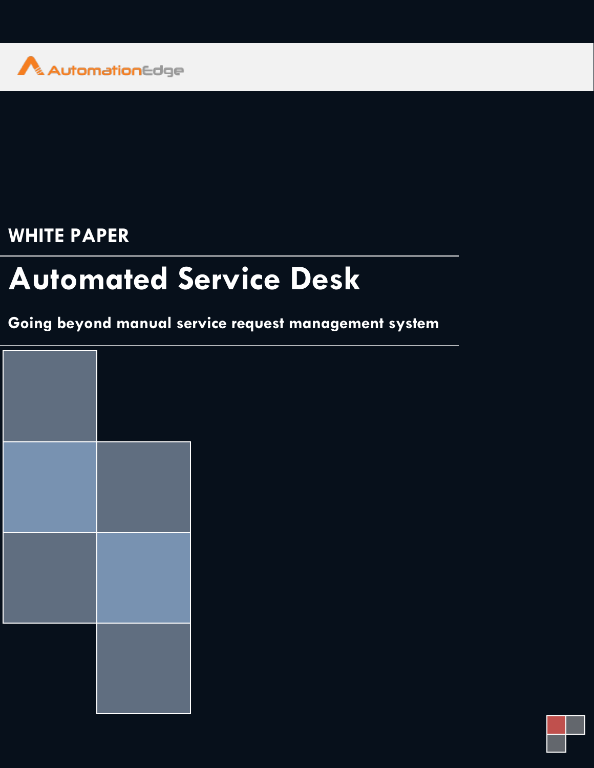AutomationEdge

WHITE PAPER

# Automated Service Desk

## Going beyond manual service request management system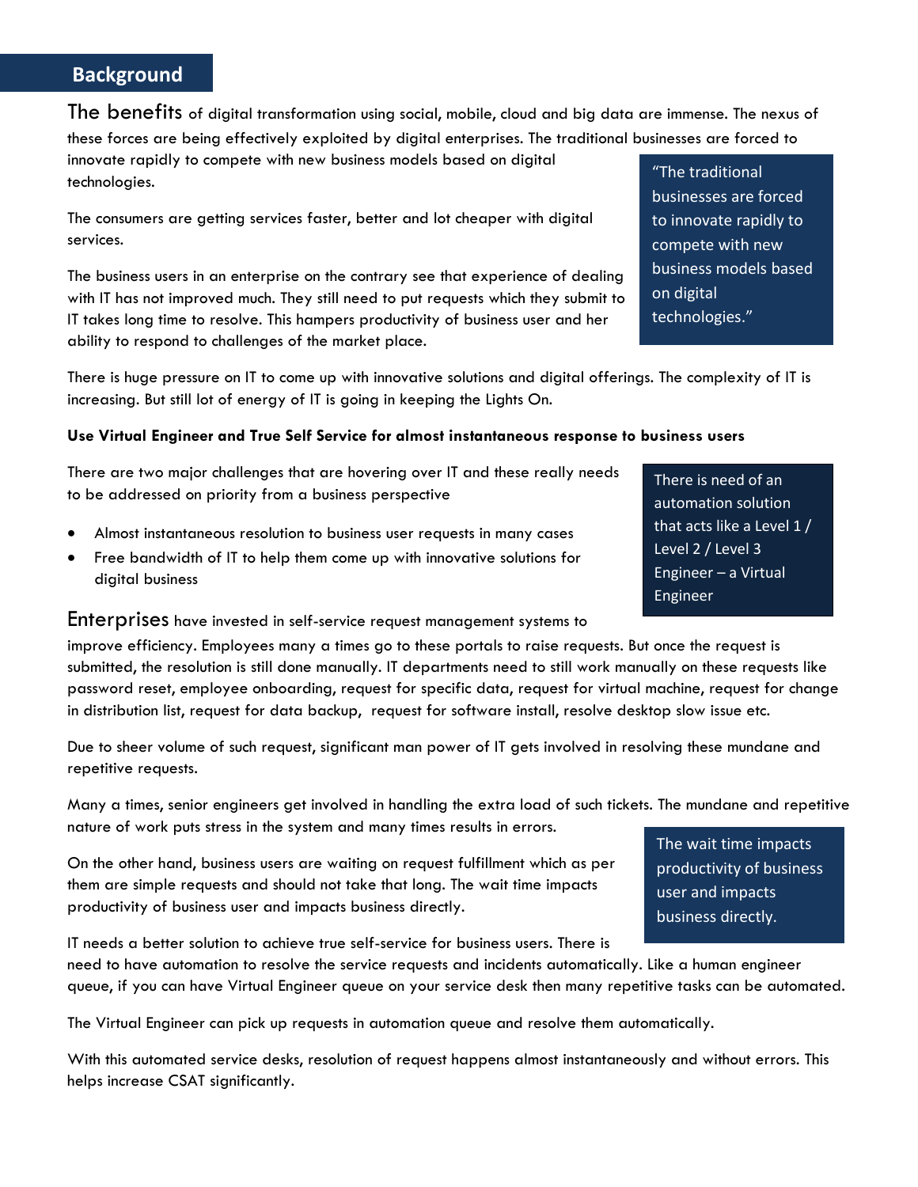## Background

The benefits of digital transformation using social, mobile, cloud and big data are immense. The nexus of these forces are being effectively exploited by digital enterprises. The traditional businesses are forced to innovate rapidly to compete with new business models based on digital technologies.

> "The traditional businesses are forced to innovate rapidly to compete with new business models based on digital technologies."

The consumers are getting services faster, better and lot cheaper with digital services.

The business users in an enterprise on the contrary see that experience of dealing with IT has not improved much. They still need to put requests which they submit to IT takes long time to resolve. This hampers productivity of business user and her ability to respond to challenges of the market place.

There is huge pressure on IT to come up with innovative solutions and digital offerings. The complexity of IT is increasing. But still lot of energy of IT is going in keeping the Lights On.

**Use Virtual Engineer and True Self Service for almost instantaneous response to business users**

There are two major challenges that are hovering over IT and these really needs to be addressed on priority from a business perspective

- Almost instantaneous resolution to business user requests in many cases
- Free bandwidth of IT to help them come up with innovative solutions for digital business

> There is need of an automation solution that acts like a Level 1 / Level 2 / Level 3 Engineer – a Virtual Engineer

Enterprises have invested in self-service request management systems to improve efficiency. Employees many a times go to these portals to raise requests. But once the request is submitted, the resolution is still done manually. IT departments need to still work manually on these requests like password reset, employee onboarding, request for specific data, request for virtual machine, request for change in distribution list, request for data backup, request for software install, resolve desktop slow issue etc.

Due to sheer volume of such request, significant man power of IT gets involved in resolving these mundane and repetitive requests.

Many a times, senior engineers get involved in handling the extra load of such tickets. The mundane and repetitive nature of work puts stress in the system and many times results in errors.

On the other hand, business users are waiting on request fulfillment which as per them are simple requests and should not take that long. The wait time impacts productivity of business user and impacts business directly.

> The wait time impacts productivity of business user and impacts business directly.

IT needs a better solution to achieve true self-service for business users. There is need to have automation to resolve the service requests and incidents automatically. Like a human engineer queue, if you can have Virtual Engineer queue on your service desk then many repetitive tasks can be automated.

The Virtual Engineer can pick up requests in automation queue and resolve them automatically.

With this automated service desks, resolution of request happens almost instantaneously and without errors. This helps increase CSAT significantly.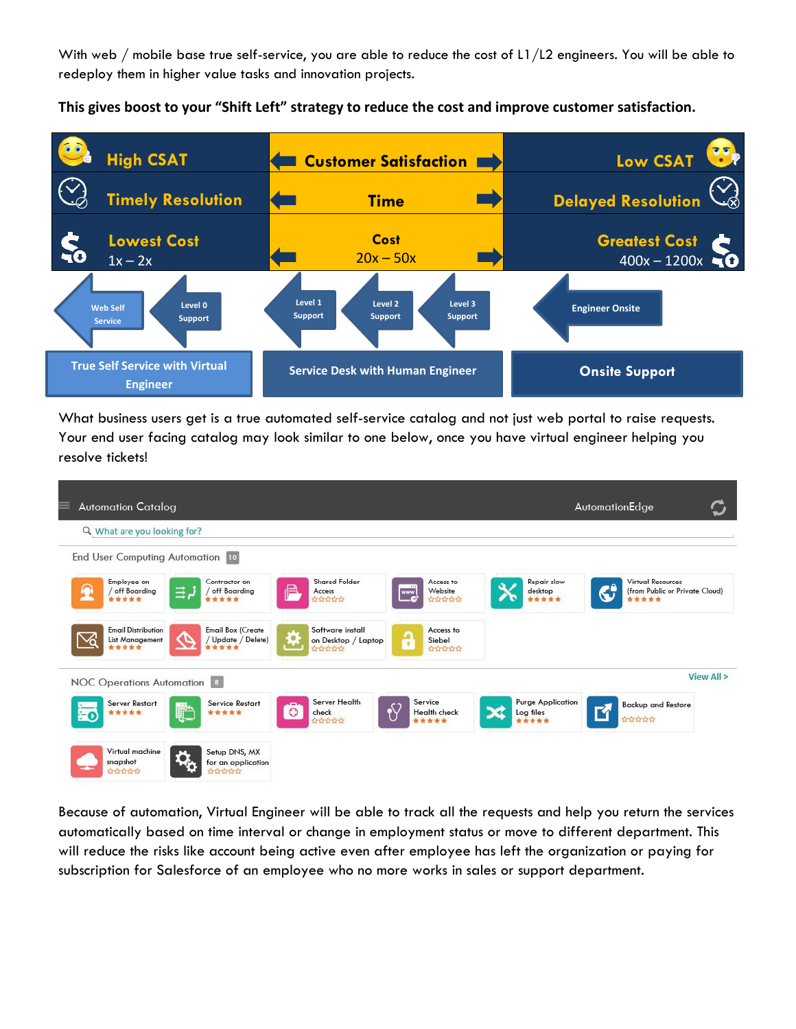With web / mobile base true self-service, you are able to reduce the cost of L1/L2 engineers. You will be able to redeploy them in higher value tasks and innovation projects.

**This gives boost to your "Shift Left" strategy to reduce the cost and improve customer satisfaction.**

| High CSAT | Customer Satisfaction | Low CSAT |
|---|---|---|
| Timely Resolution | Time | Delayed Resolution |
| Lowest Cost 1x – 2x | Cost 20x – 50x | Greatest Cost 400x – 1200x |
| Web Self Service, Level 0 Support | Level 1 Support, Level 2 Support, Level 3 Support | Engineer Onsite |
| True Self Service with Virtual Engineer | Service Desk with Human Engineer | Onsite Support |

What business users get is a true automated self-service catalog and not just web portal to raise requests. Your end user facing catalog may look similar to one below, once you have virtual engineer helping you resolve tickets!

Automation Catalog — AutomationEdge

What are you looking for?

End User Computing Automation 10

- Employee on / off Boarding
- Contractor on / off Boarding
- Shared Folder Access
- Access to Website
- Repair slow desktop
- Virtual Resources (from Public or Private Cloud)
- Email Distribution List Management
- Email Box (Create / Update / Delete)
- Software install on Desktop / Laptop
- Access to Siebel

NOC Operations Automation 8 — View All >

- Server Restart
- Service Restart
- Server Health check
- Service Health check
- Purge Application Log files
- Backup and Restore
- Virtual machine snapshot
- Setup DNS, MX for an application

Because of automation, Virtual Engineer will be able to track all the requests and help you return the services automatically based on time interval or change in employment status or move to different department. This will reduce the risks like account being active even after employee has left the organization or paying for subscription for Salesforce of an employee who no more works in sales or support department.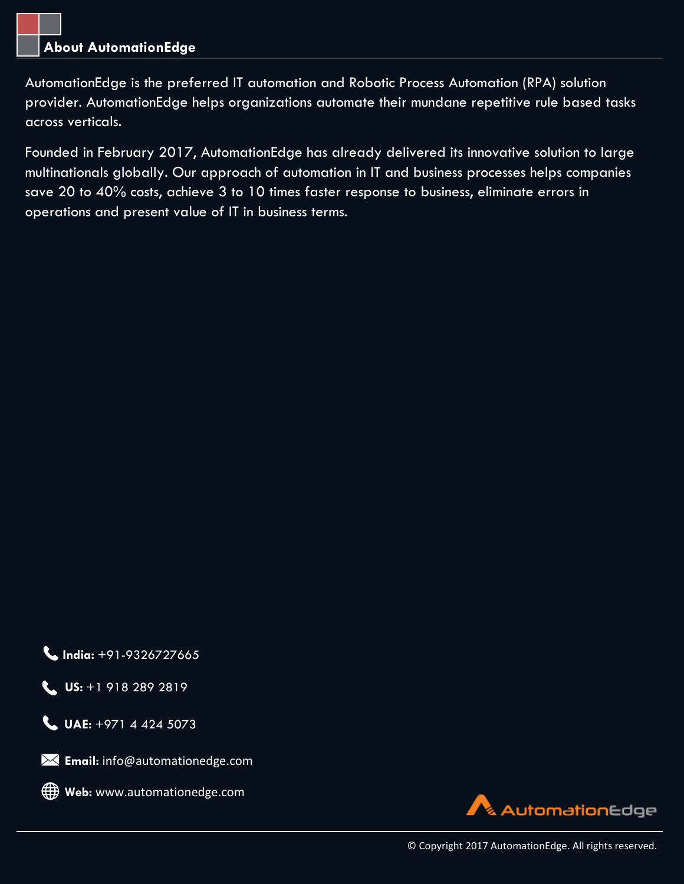## About AutomationEdge

AutomationEdge is the preferred IT automation and Robotic Process Automation (RPA) solution provider. AutomationEdge helps organizations automate their mundane repetitive rule based tasks across verticals.

Founded in February 2017, AutomationEdge has already delivered its innovative solution to large multinationals globally. Our approach of automation in IT and business processes helps companies save 20 to 40% costs, achieve 3 to 10 times faster response to business, eliminate errors in operations and present value of IT in business terms.

**India:** +91-9326727665

**US:** +1 918 289 2819

**UAE:** +971 4 424 5073

**Email:** info@automationedge.com

**Web:** www.automationedge.com

AutomationEdge

© Copyright 2017 AutomationEdge. All rights reserved.